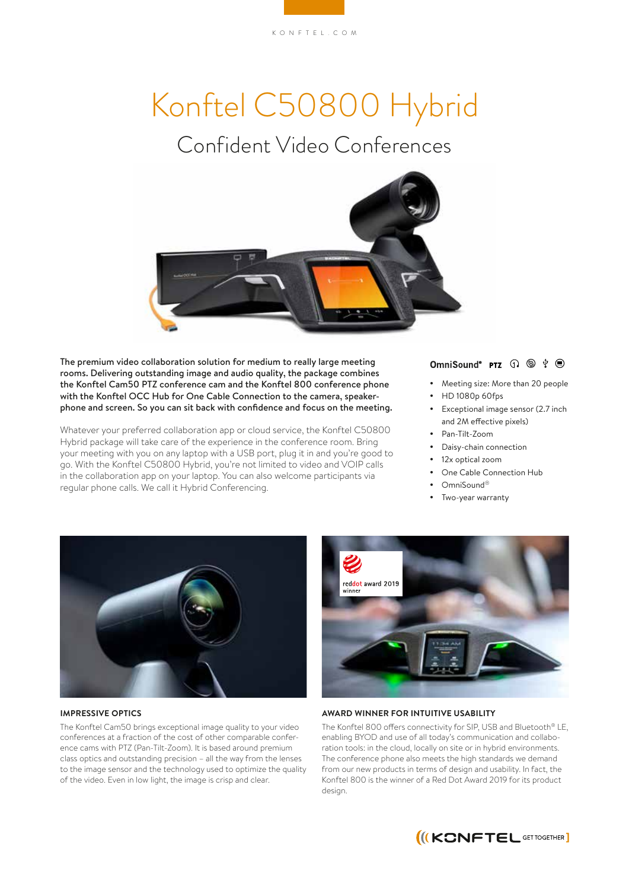# Konftel C50800 Hybrid

## Confident Video Conferences

**The premium video collaboration solution for medium to really large meeting rooms. Delivering outstanding image and audio quality, the package combines the Konftel Cam50 PTZ conference cam and the Konftel 800 conference phone with the Konftel OCC Hub for One Cable Connection to the camera, speakerphone and screen. So you can sit back with confidence and focus on the meeting.**

Whatever your preferred collaboration app or cloud service, the Konftel C50800 Hybrid package will take care of the experience in the conference room. Bring your meeting with you on any laptop with a USB port, plug it in and you're good to go. With the Konftel C50800 Hybrid, you're not limited to video and VOIP calls in the collaboration app on your laptop. You can also welcome participants via regular phone calls. We call it Hybrid Conferencing.

OmniSound® PTZ

- Meeting size: More than 20 people
- HD 1080p 60fps
- Exceptional image sensor (2.7 inch and 2M effective pixels)
- Pan-Tilt-Zoom
- Daisy-chain connection
- 12x optical zoom
- One Cable Connection Hub
- OmniSound®
- Two-year warranty

### IMPRESSIVE OPTICS

The Konftel Cam50 brings exceptional image quality to your video conferences at a fraction of the cost of other comparable conference cams with PTZ (Pan-Tilt-Zoom). It is based around premium class optics and outstanding precision – all the way from the lenses to the image sensor and the technology used to optimize the quality of the video. Even in low light, the image is crisp and clear.

### AWARD WINNER FOR INTUITIVE USABILITY

The Konftel 800 offers connectivity for SIP, USB and Bluetooth® LE, enabling BYOD and use of all today's communication and collaboration tools: in the cloud, locally on site or in hybrid environments. The conference phone also meets the high standards we demand from our new products in terms of design and usability. In fact, the Konftel 800 is the winner of a Red Dot Award 2019 for its product design.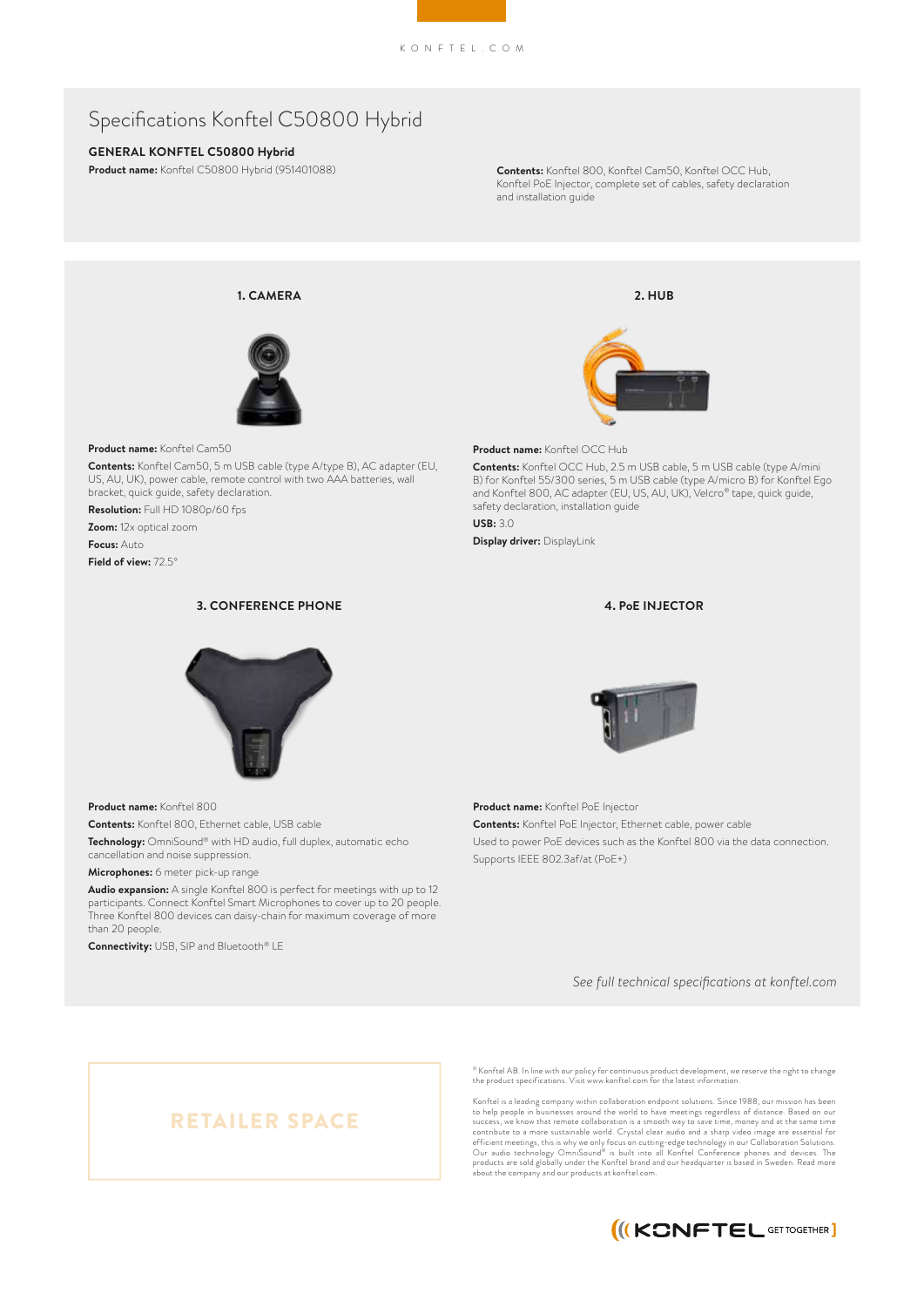# Specifications Konftel C50800 Hybrid

## GENERAL KONFTEL C50800 Hybrid

**Product name:** Konftel C50800 Hybrid (951401088)

**Contents:** Konftel 800, Konftel Cam50, Konftel OCC Hub, Konftel PoE Injector, complete set of cables, safety declaration and installation guide

### 1. CAMERA

**Product name:** Konftel Cam50

**Contents:** Konftel Cam50, 5 m USB cable (type A/type B), AC adapter (EU, US, AU, UK), power cable, remote control with two AAA batteries, wall bracket, quick guide, safety declaration.

**Resolution:** Full HD 1080p/60 fps

**Zoom:** 12x optical zoom

**Focus:** Auto

**Field of view:** 72.5°

### 2. HUB

**Product name:** Konftel OCC Hub

**Contents:** Konftel OCC Hub, 2.5 m USB cable, 5 m USB cable (type A/mini B) for Konftel 55/300 series, 5 m USB cable (type A/micro B) for Konftel Ego and Konftel 800, AC adapter (EU, US, AU, UK), Velcro® tape, quick guide, safety declaration, installation guide

**USB:** 3.0

**Display driver:** DisplayLink

### 3. CONFERENCE PHONE

**Product name:** Konftel 800

**Contents:** Konftel 800, Ethernet cable, USB cable

**Technology:** OmniSound® with HD audio, full duplex, automatic echo cancellation and noise suppression.

**Microphones:** 6 meter pick-up range

**Audio expansion:** A single Konftel 800 is perfect for meetings with up to 12 participants. Connect Konftel Smart Microphones to cover up to 20 people. Three Konftel 800 devices can daisy-chain for maximum coverage of more than 20 people.

**Connectivity:** USB, SIP and Bluetooth® LE

### 4. PoE INJECTOR

**Product name:** Konftel PoE Injector

**Contents:** Konftel PoE Injector, Ethernet cable, power cable

Used to power PoE devices such as the Konftel 800 via the data connection.

Supports IEEE 802.3af/at (PoE+)

*See full technical specifications at konftel.com*

RETAILER SPACE

© Konftel AB. In line with our policy for continuous product development, we reserve the right to change the product specifications. Visit www.konftel.com for the latest information.

Konftel is a leading company within collaboration endpoint solutions. Since 1988, our mission has been to help people in businesses around the world to have meetings regardless of distance. Based on our success, we know that remote collaboration is a smooth way to save time, money and at the same time contribute to a more sustainable world. Crystal clear audio and a sharp video image are essential for efficient meetings, this is why we only focus on cutting-edge technology in our Collaboration Solutions. Our audio technology OmniSound® is built into all Konftel Conference phones and devices. The products are sold globally under the Konftel brand and our headquarter is based in Sweden. Read more about the company and our products at konftel.com.

KONFTEL GET TOGETHER